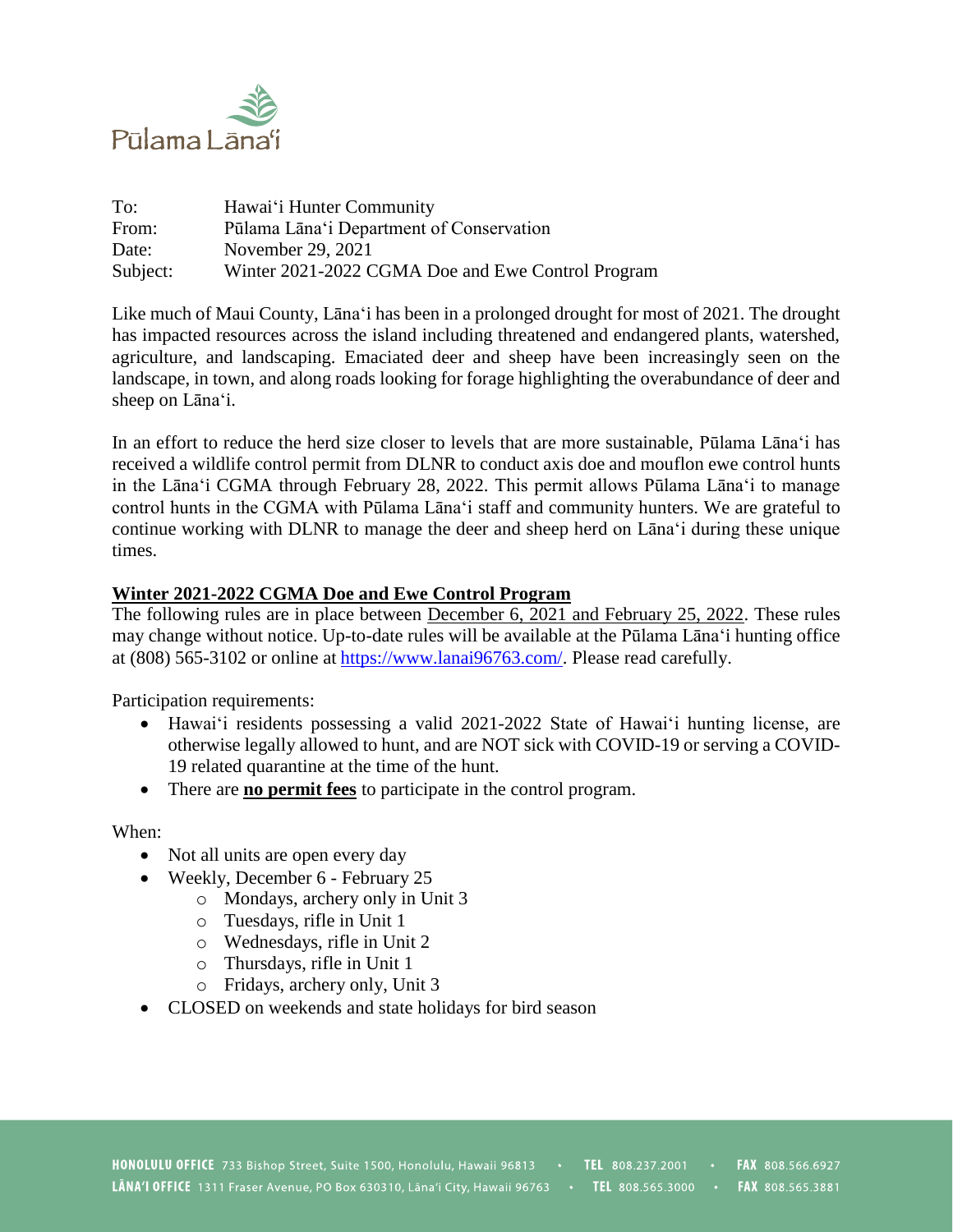Pūlama Lānaʻi

To: Hawaiʻi Hunter Community
From: Pūlama Lānaʻi Department of Conservation
Date: November 29, 2021
Subject: Winter 2021-2022 CGMA Doe and Ewe Control Program

Like much of Maui County, Lānaʻi has been in a prolonged drought for most of 2021. The drought has impacted resources across the island including threatened and endangered plants, watershed, agriculture, and landscaping. Emaciated deer and sheep have been increasingly seen on the landscape, in town, and along roads looking for forage highlighting the overabundance of deer and sheep on Lānaʻi.

In an effort to reduce the herd size closer to levels that are more sustainable, Pūlama Lānaʻi has received a wildlife control permit from DLNR to conduct axis doe and mouflon ewe control hunts in the Lānaʻi CGMA through February 28, 2022. This permit allows Pūlama Lānaʻi to manage control hunts in the CGMA with Pūlama Lānaʻi staff and community hunters. We are grateful to continue working with DLNR to manage the deer and sheep herd on Lānaʻi during these unique times.

## Winter 2021-2022 CGMA Doe and Ewe Control Program

The following rules are in place between December 6, 2021 and February 25, 2022. These rules may change without notice. Up-to-date rules will be available at the Pūlama Lānaʻi hunting office at (808) 565-3102 or online at https://www.lanai96763.com/. Please read carefully.

Participation requirements:

- Hawaiʻi residents possessing a valid 2021-2022 State of Hawaiʻi hunting license, are otherwise legally allowed to hunt, and are NOT sick with COVID-19 or serving a COVID-19 related quarantine at the time of the hunt.
- There are **no permit fees** to participate in the control program.

When:

- Not all units are open every day
- Weekly, December 6 - February 25
  - Mondays, archery only in Unit 3
  - Tuesdays, rifle in Unit 1
  - Wednesdays, rifle in Unit 2
  - Thursdays, rifle in Unit 1
  - Fridays, archery only, Unit 3
- CLOSED on weekends and state holidays for bird season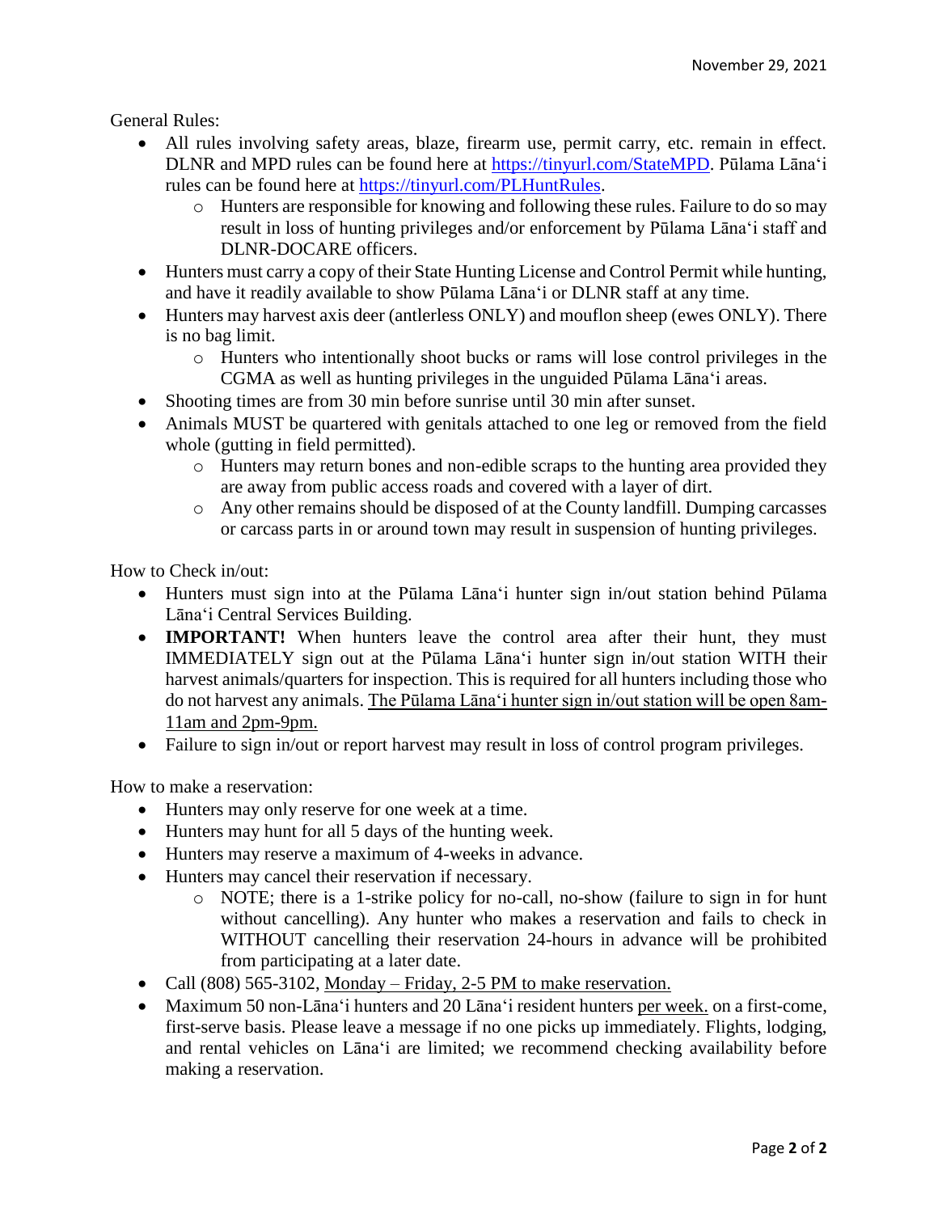November 29, 2021

General Rules:

- All rules involving safety areas, blaze, firearm use, permit carry, etc. remain in effect. DLNR and MPD rules can be found here at https://tinyurl.com/StateMPD. Pūlama Lānaʻi rules can be found here at https://tinyurl.com/PLHuntRules.
    - Hunters are responsible for knowing and following these rules. Failure to do so may result in loss of hunting privileges and/or enforcement by Pūlama Lānaʻi staff and DLNR-DOCARE officers.
- Hunters must carry a copy of their State Hunting License and Control Permit while hunting, and have it readily available to show Pūlama Lānaʻi or DLNR staff at any time.
- Hunters may harvest axis deer (antlerless ONLY) and mouflon sheep (ewes ONLY). There is no bag limit.
    - Hunters who intentionally shoot bucks or rams will lose control privileges in the CGMA as well as hunting privileges in the unguided Pūlama Lānaʻi areas.
- Shooting times are from 30 min before sunrise until 30 min after sunset.
- Animals MUST be quartered with genitals attached to one leg or removed from the field whole (gutting in field permitted).
    - Hunters may return bones and non-edible scraps to the hunting area provided they are away from public access roads and covered with a layer of dirt.
    - Any other remains should be disposed of at the County landfill. Dumping carcasses or carcass parts in or around town may result in suspension of hunting privileges.

How to Check in/out:

- Hunters must sign into at the Pūlama Lānaʻi hunter sign in/out station behind Pūlama Lānaʻi Central Services Building.
- **IMPORTANT!** When hunters leave the control area after their hunt, they must IMMEDIATELY sign out at the Pūlama Lānaʻi hunter sign in/out station WITH their harvest animals/quarters for inspection. This is required for all hunters including those who do not harvest any animals. The Pūlama Lānaʻi hunter sign in/out station will be open 8am-11am and 2pm-9pm.
- Failure to sign in/out or report harvest may result in loss of control program privileges.

How to make a reservation:

- Hunters may only reserve for one week at a time.
- Hunters may hunt for all 5 days of the hunting week.
- Hunters may reserve a maximum of 4-weeks in advance.
- Hunters may cancel their reservation if necessary.
    - NOTE; there is a 1-strike policy for no-call, no-show (failure to sign in for hunt without cancelling). Any hunter who makes a reservation and fails to check in WITHOUT cancelling their reservation 24-hours in advance will be prohibited from participating at a later date.
- Call (808) 565-3102, Monday – Friday, 2-5 PM to make reservation.
- Maximum 50 non-Lānaʻi hunters and 20 Lānaʻi resident hunters per week. on a first-come, first-serve basis. Please leave a message if no one picks up immediately. Flights, lodging, and rental vehicles on Lānaʻi are limited; we recommend checking availability before making a reservation.